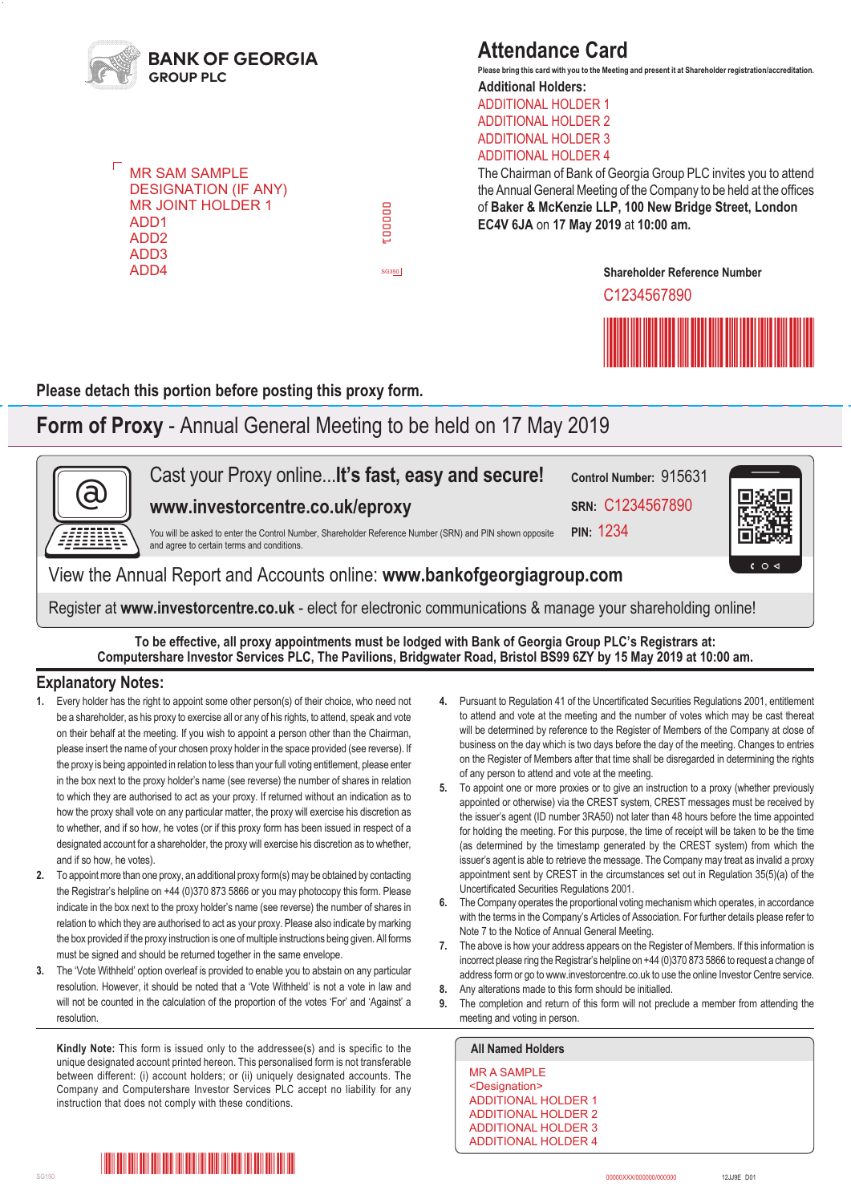**BANK OF GEORGIA**
**GROUP PLC**

MR SAM SAMPLE
DESIGNATION (IF ANY)
MR JOINT HOLDER 1
ADD1
ADD2
ADD3
ADD4

000001

SG350

# Attendance Card

Please bring this card with you to the Meeting and present it at Shareholder registration/accreditation.

**Additional Holders:**

ADDITIONAL HOLDER 1
ADDITIONAL HOLDER 2
ADDITIONAL HOLDER 3
ADDITIONAL HOLDER 4

The Chairman of Bank of Georgia Group PLC invites you to attend the Annual General Meeting of the Company to be held at the offices of **Baker & McKenzie LLP, 100 New Bridge Street, London EC4V 6JA** on **17 May 2019** at **10:00 am.**

**Shareholder Reference Number**

C1234567890

**Please detach this portion before posting this proxy form.**

# Form of Proxy - Annual General Meeting to be held on 17 May 2019

Cast your Proxy online...**It's fast, easy and secure!**

**www.investorcentre.co.uk/eproxy**

You will be asked to enter the Control Number, Shareholder Reference Number (SRN) and PIN shown opposite and agree to certain terms and conditions.

**Control Number:** 915631

**SRN:** C1234567890

**PIN:** 1234

View the Annual Report and Accounts online: **www.bankofgeorgiagroup.com**

Register at **www.investorcentre.co.uk** - elect for electronic communications & manage your shareholding online!

**To be effective, all proxy appointments must be lodged with Bank of Georgia Group PLC's Registrars at: Computershare Investor Services PLC, The Pavilions, Bridgwater Road, Bristol BS99 6ZY by 15 May 2019 at 10:00 am.**

## Explanatory Notes:

1. Every holder has the right to appoint some other person(s) of their choice, who need not be a shareholder, as his proxy to exercise all or any of his rights, to attend, speak and vote on their behalf at the meeting. If you wish to appoint a person other than the Chairman, please insert the name of your chosen proxy holder in the space provided (see reverse). If the proxy is being appointed in relation to less than your full voting entitlement, please enter in the box next to the proxy holder's name (see reverse) the number of shares in relation to which they are authorised to act as your proxy. If returned without an indication as to how the proxy shall vote on any particular matter, the proxy will exercise his discretion as to whether, and if so how, he votes (or if this proxy form has been issued in respect of a designated account for a shareholder, the proxy will exercise his discretion as to whether, and if so how, he votes).
2. To appoint more than one proxy, an additional proxy form(s) may be obtained by contacting the Registrar's helpline on +44 (0)370 873 5866 or you may photocopy this form. Please indicate in the box next to the proxy holder's name (see reverse) the number of shares in relation to which they are authorised to act as your proxy. Please also indicate by marking the box provided if the proxy instruction is one of multiple instructions being given. All forms must be signed and should be returned together in the same envelope.
3. The 'Vote Withheld' option overleaf is provided to enable you to abstain on any particular resolution. However, it should be noted that a 'Vote Withheld' is not a vote in law and will not be counted in the calculation of the proportion of the votes 'For' and 'Against' a resolution.
4. Pursuant to Regulation 41 of the Uncertificated Securities Regulations 2001, entitlement to attend and vote at the meeting and the number of votes which may be cast thereat will be determined by reference to the Register of Members of the Company at close of business on the day which is two days before the day of the meeting. Changes to entries on the Register of Members after that time shall be disregarded in determining the rights of any person to attend and vote at the meeting.
5. To appoint one or more proxies or to give an instruction to a proxy (whether previously appointed or otherwise) via the CREST system, CREST messages must be received by the issuer's agent (ID number 3RA50) not later than 48 hours before the time appointed for holding the meeting. For this purpose, the time of receipt will be taken to be the time (as determined by the timestamp generated by the CREST system) from which the issuer's agent is able to retrieve the message. The Company may treat as invalid a proxy appointment sent by CREST in the circumstances set out in Regulation 35(5)(a) of the Uncertificated Securities Regulations 2001.
6. The Company operates the proportional voting mechanism which operates, in accordance with the terms in the Company's Articles of Association. For further details please refer to Note 7 to the Notice of Annual General Meeting.
7. The above is how your address appears on the Register of Members. If this information is incorrect please ring the Registrar's helpline on +44 (0)370 873 5866 to request a change of address form or go to www.investorcentre.co.uk to use the online Investor Centre service.
8. Any alterations made to this form should be initialled.
9. The completion and return of this form will not preclude a member from attending the meeting and voting in person.

**Kindly Note:** This form is issued only to the addressee(s) and is specific to the unique designated account printed hereon. This personalised form is not transferable between different: (i) account holders; or (ii) uniquely designated accounts. The Company and Computershare Investor Services PLC accept no liability for any instruction that does not comply with these conditions.

**All Named Holders**

MR A SAMPLE
<Designation>
ADDITIONAL HOLDER 1
ADDITIONAL HOLDER 2
ADDITIONAL HOLDER 3
ADDITIONAL HOLDER 4

SG150

00000XXX/000000/000000

12JJ9E D01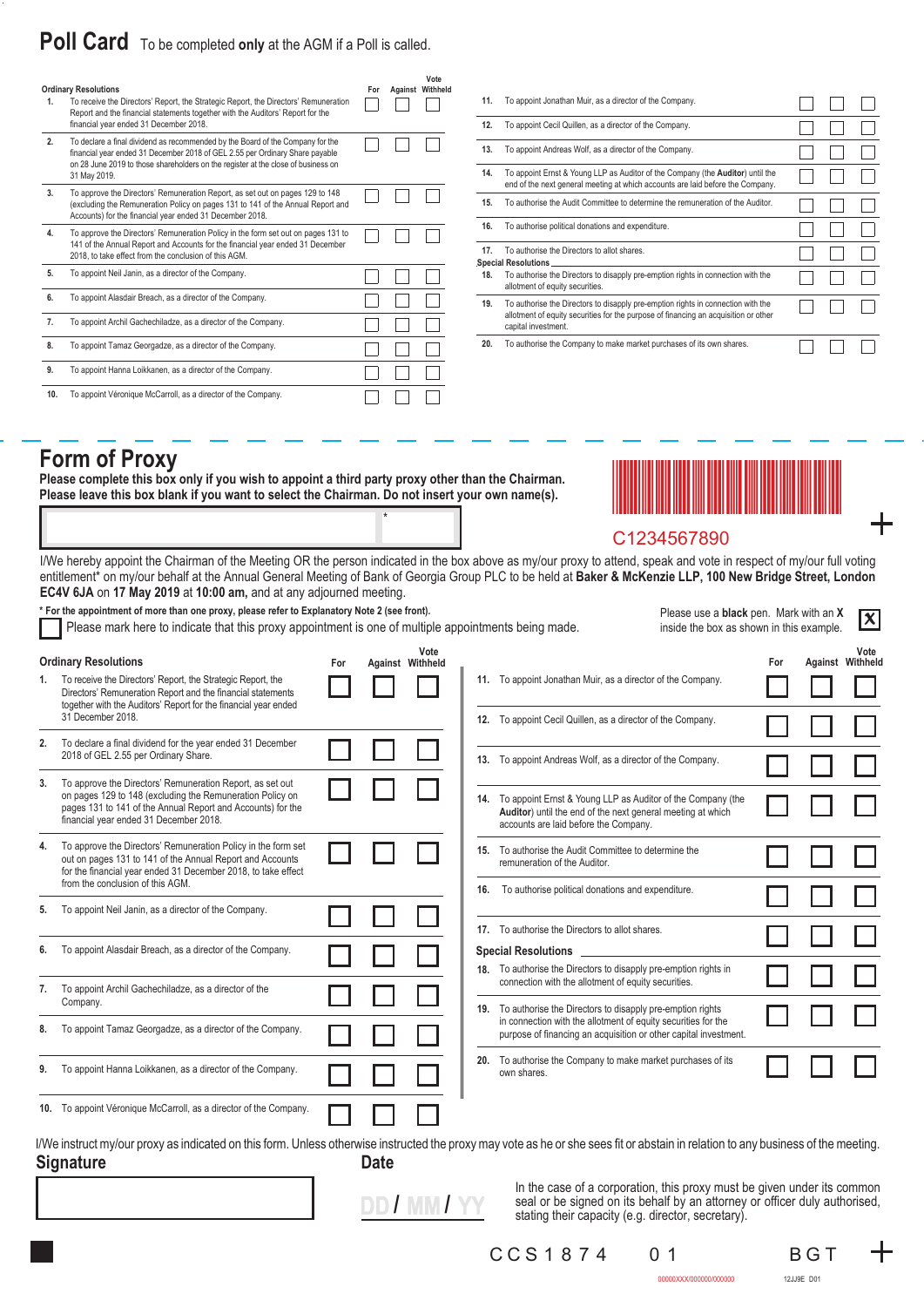# Poll Card

To be completed **only** at the AGM if a Poll is called.

| Ordinary Resolutions | For | Against | Vote Withheld |
|---|---|---|---|
| 1. To receive the Directors' Report, the Strategic Report, the Directors' Remuneration Report and the financial statements together with the Auditors' Report for the financial year ended 31 December 2018. | ☐ | ☐ | ☐ |
| 2. To declare a final dividend as recommended by the Board of the Company for the financial year ended 31 December 2018 of GEL 2.55 per Ordinary Share payable on 28 June 2019 to those shareholders on the register at the close of business on 31 May 2019. | ☐ | ☐ | ☐ |
| 3. To approve the Directors' Remuneration Report, as set out on pages 129 to 148 (excluding the Remuneration Policy on pages 131 to 141 of the Annual Report and Accounts) for the financial year ended 31 December 2018. | ☐ | ☐ | ☐ |
| 4. To approve the Directors' Remuneration Policy in the form set out on pages 131 to 141 of the Annual Report and Accounts for the financial year ended 31 December 2018, to take effect from the conclusion of this AGM. | ☐ | ☐ | ☐ |
| 5. To appoint Neil Janin, as a director of the Company. | ☐ | ☐ | ☐ |
| 6. To appoint Alasdair Breach, as a director of the Company. | ☐ | ☐ | ☐ |
| 7. To appoint Archil Gachechiladze, as a director of the Company. | ☐ | ☐ | ☐ |
| 8. To appoint Tamaz Georgadze, as a director of the Company. | ☐ | ☐ | ☐ |
| 9. To appoint Hanna Loikkanen, as a director of the Company. | ☐ | ☐ | ☐ |
| 10. To appoint Véronique McCarroll, as a director of the Company. | ☐ | ☐ | ☐ |
| 11. To appoint Jonathan Muir, as a director of the Company. | ☐ | ☐ | ☐ |
| 12. To appoint Cecil Quillen, as a director of the Company. | ☐ | ☐ | ☐ |
| 13. To appoint Andreas Wolf, as a director of the Company. | ☐ | ☐ | ☐ |
| 14. To appoint Ernst & Young LLP as Auditor of the Company (the **Auditor**) until the end of the next general meeting at which accounts are laid before the Company. | ☐ | ☐ | ☐ |
| 15. To authorise the Audit Committee to determine the remuneration of the Auditor. | ☐ | ☐ | ☐ |
| 16. To authorise political donations and expenditure. | ☐ | ☐ | ☐ |
| 17. To authorise the Directors to allot shares. | ☐ | ☐ | ☐ |
| **Special Resolutions** | | | |
| 18. To authorise the Directors to disapply pre-emption rights in connection with the allotment of equity securities. | ☐ | ☐ | ☐ |
| 19. To authorise the Directors to disapply pre-emption rights in connection with the allotment of equity securities for the purpose of financing an acquisition or other capital investment. | ☐ | ☐ | ☐ |
| 20. To authorise the Company to make market purchases of its own shares. | ☐ | ☐ | ☐ |

# Form of Proxy

**Please complete this box only if you wish to appoint a third party proxy other than the Chairman. Please leave this box blank if you want to select the Chairman. Do not insert your own name(s).**

C1234567890

I/We hereby appoint the Chairman of the Meeting OR the person indicated in the box above as my/our proxy to attend, speak and vote in respect of my/our full voting entitlement* on my/our behalf at the Annual General Meeting of Bank of Georgia Group PLC to be held at **Baker & McKenzie LLP, 100 New Bridge Street, London EC4V 6JA** on **17 May 2019** at **10:00 am,** and at any adjourned meeting.

**\* For the appointment of more than one proxy, please refer to Explanatory Note 2 (see front).**

☐ Please mark here to indicate that this proxy appointment is one of multiple appointments being made.

Please use a **black** pen. Mark with an **X** inside the box as shown in this example. ☒

| Ordinary Resolutions | For | Against | Vote Withheld |
|---|---|---|---|
| 1. To receive the Directors' Report, the Strategic Report, the Directors' Remuneration Report and the financial statements together with the Auditors' Report for the financial year ended 31 December 2018. | ☐ | ☐ | ☐ |
| 2. To declare a final dividend for the year ended 31 December 2018 of GEL 2.55 per Ordinary Share. | ☐ | ☐ | ☐ |
| 3. To approve the Directors' Remuneration Report, as set out on pages 129 to 148 (excluding the Remuneration Policy on pages 131 to 141 of the Annual Report and Accounts) for the financial year ended 31 December 2018. | ☐ | ☐ | ☐ |
| 4. To approve the Directors' Remuneration Policy in the form set out on pages 131 to 141 of the Annual Report and Accounts for the financial year ended 31 December 2018, to take effect from the conclusion of this AGM. | ☐ | ☐ | ☐ |
| 5. To appoint Neil Janin, as a director of the Company. | ☐ | ☐ | ☐ |
| 6. To appoint Alasdair Breach, as a director of the Company. | ☐ | ☐ | ☐ |
| 7. To appoint Archil Gachechiladze, as a director of the Company. | ☐ | ☐ | ☐ |
| 8. To appoint Tamaz Georgadze, as a director of the Company. | ☐ | ☐ | ☐ |
| 9. To appoint Hanna Loikkanen, as a director of the Company. | ☐ | ☐ | ☐ |
| 10. To appoint Véronique McCarroll, as a director of the Company. | ☐ | ☐ | ☐ |
| 11. To appoint Jonathan Muir, as a director of the Company. | ☐ | ☐ | ☐ |
| 12. To appoint Cecil Quillen, as a director of the Company. | ☐ | ☐ | ☐ |
| 13. To appoint Andreas Wolf, as a director of the Company. | ☐ | ☐ | ☐ |
| 14. To appoint Ernst & Young LLP as Auditor of the Company (the **Auditor**) until the end of the next general meeting at which accounts are laid before the Company. | ☐ | ☐ | ☐ |
| 15. To authorise the Audit Committee to determine the remuneration of the Auditor. | ☐ | ☐ | ☐ |
| 16. To authorise political donations and expenditure. | ☐ | ☐ | ☐ |
| 17. To authorise the Directors to allot shares. | ☐ | ☐ | ☐ |
| **Special Resolutions** | | | |
| 18. To authorise the Directors to disapply pre-emption rights in connection with the allotment of equity securities. | ☐ | ☐ | ☐ |
| 19. To authorise the Directors to disapply pre-emption rights in connection with the allotment of equity securities for the purpose of financing an acquisition or other capital investment. | ☐ | ☐ | ☐ |
| 20. To authorise the Company to make market purchases of its own shares. | ☐ | ☐ | ☐ |

I/We instruct my/our proxy as indicated on this form. Unless otherwise instructed the proxy may vote as he or she sees fit or abstain in relation to any business of the meeting.

**Signature**

**Date**

DD / MM / YY

In the case of a corporation, this proxy must be given under its common seal or be signed on its behalf by an attorney or officer duly authorised, stating their capacity (e.g. director, secretary).

CCS1874 01 BGT

00000XXX/000000/000000 12JJ9E D01